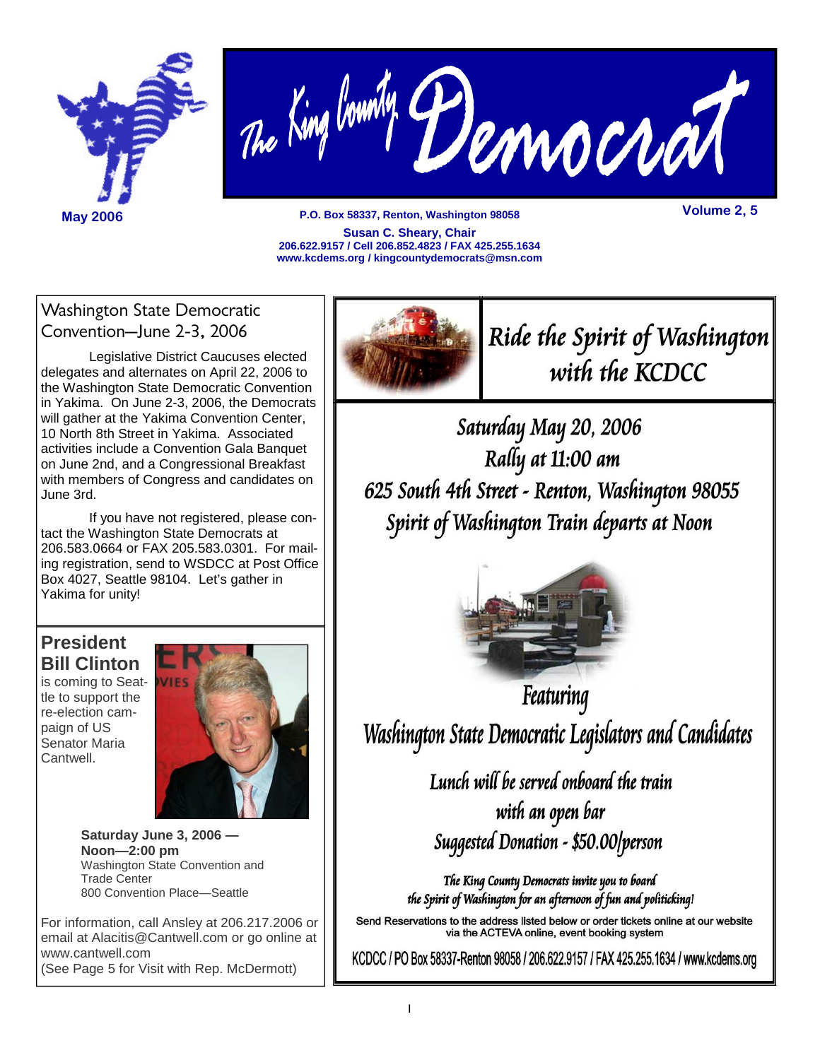# The King County Democrat

**May 2006** | **P.O. Box 58337, Renton, Washington 98058** | **Volume 2, 5**

**Susan C. Sheary, Chair**
**206.622.9157 / Cell 206.852.4823 / FAX 425.255.1634**
**www.kcdems.org / kingcountydemocrats@msn.com**

## Washington State Democratic Convention—June 2-3, 2006

Legislative District Caucuses elected delegates and alternates on April 22, 2006 to the Washington State Democratic Convention in Yakima. On June 2-3, 2006, the Democrats will gather at the Yakima Convention Center, 10 North 8th Street in Yakima. Associated activities include a Convention Gala Banquet on June 2nd, and a Congressional Breakfast with members of Congress and candidates on June 3rd.

If you have not registered, please contact the Washington State Democrats at 206.583.0664 or FAX 205.583.0301. For mailing registration, send to WSDCC at Post Office Box 4027, Seattle 98104. Let's gather in Yakima for unity!

## President Bill Clinton

is coming to Seattle to support the re-election campaign of US Senator Maria Cantwell.

**Saturday June 3, 2006 — Noon—2:00 pm**
Washington State Convention and Trade Center
800 Convention Place—Seattle

For information, call Ansley at 206.217.2006 or email at Alacitis@Cantwell.com or go online at www.cantwell.com
(See Page 5 for Visit with Rep. McDermott)

## *Ride the Spirit of Washington with the KCDCC*

*Saturday May 20, 2006*
*Rally at 11:00 am*
*625 South 4th Street - Renton, Washington 98055*
*Spirit of Washington Train departs at Noon*

*Featuring*
*Washington State Democratic Legislators and Candidates*

*Lunch will be served onboard the train with an open bar*
*Suggested Donation - $50.00/person*

*The King County Democrats invite you to board the Spirit of Washington for an afternoon of fun and politicking!*

Send Reservations to the address listed below or order tickets online at our website via the ACTEVA online, event booking system

KCDCC / PO Box 58337-Renton 98058 / 206.622.9157 / FAX 425.255.1634 / www.kcdems.org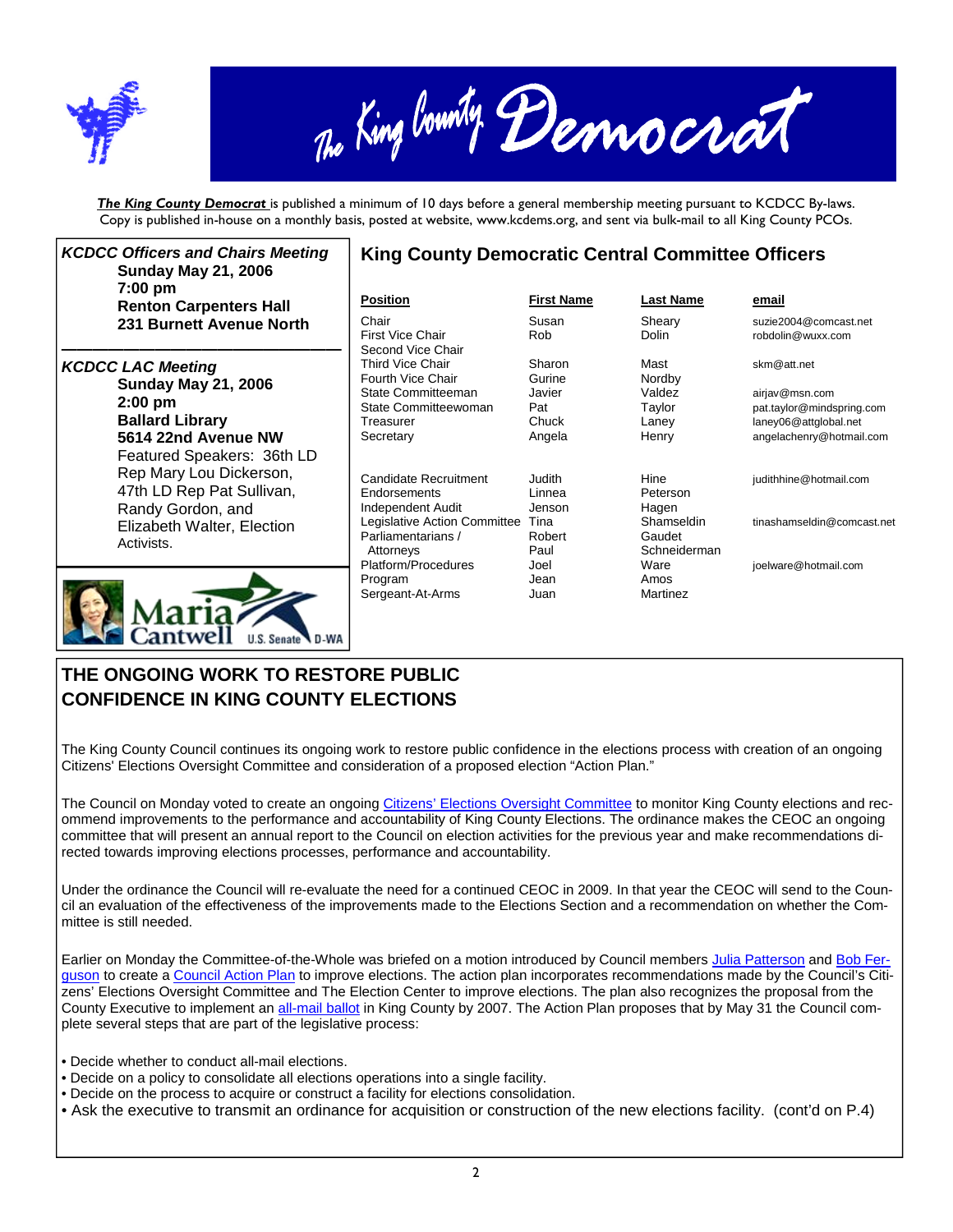# The King County Democrat

***The King County Democrat*** is published a minimum of 10 days before a general membership meeting pursuant to KCDCC By-laws. Copy is published in-house on a monthly basis, posted at website, www.kcdems.org, and sent via bulk-mail to all King County PCOs.

***KCDCC Officers and Chairs Meeting***

**Sunday May 21, 2006**
**7:00 pm**
**Renton Carpenters Hall**
**231 Burnett Avenue North**

***KCDCC LAC Meeting***

**Sunday May 21, 2006**
**2:00 pm**
**Ballard Library**
**5614 22nd Avenue NW**

Featured Speakers: 36th LD Rep Mary Lou Dickerson, 47th LD Rep Pat Sullivan, Randy Gordon, and Elizabeth Walter, Election Activists.

Maria Cantwell U.S. Senate D-WA

## King County Democratic Central Committee Officers

| Position | First Name | Last Name | email |
|---|---|---|---|
| Chair | Susan | Sheary | suzie2004@comcast.net |
| First Vice Chair | Rob | Dolin | robdolin@wuxx.com |
| Second Vice Chair | | | |
| Third Vice Chair | Sharon | Mast | skm@att.net |
| Fourth Vice Chair | Gurine | Nordby | |
| State Committeeman | Javier | Valdez | airjav@msn.com |
| State Committeewoman | Pat | Taylor | pat.taylor@mindspring.com |
| Treasurer | Chuck | Laney | laney06@attglobal.net |
| Secretary | Angela | Henry | angelachenry@hotmail.com |
| Candidate Recruitment | Judith | Hine | judithhine@hotmail.com |
| Endorsements | Linnea | Peterson | |
| Independent Audit | Jenson | Hagen | |
| Legislative Action Committee | Tina | Shamseldin | tinashamseldin@comcast.net |
| Parliamentarians / | Robert | Gaudet | |
| Attorneys | Paul | Schneiderman | |
| Platform/Procedures | Joel | Ware | joelware@hotmail.com |
| Program | Jean | Amos | |
| Sergeant-At-Arms | Juan | Martinez | |

## THE ONGOING WORK TO RESTORE PUBLIC CONFIDENCE IN KING COUNTY ELECTIONS

The King County Council continues its ongoing work to restore public confidence in the elections process with creation of an ongoing Citizens' Elections Oversight Committee and consideration of a proposed election "Action Plan."

The Council on Monday voted to create an ongoing Citizens' Elections Oversight Committee to monitor King County elections and recommend improvements to the performance and accountability of King County Elections. The ordinance makes the CEOC an ongoing committee that will present an annual report to the Council on election activities for the previous year and make recommendations directed towards improving elections processes, performance and accountability.

Under the ordinance the Council will re-evaluate the need for a continued CEOC in 2009. In that year the CEOC will send to the Council an evaluation of the effectiveness of the improvements made to the Elections Section and a recommendation on whether the Committee is still needed.

Earlier on Monday the Committee-of-the-Whole was briefed on a motion introduced by Council members Julia Patterson and Bob Ferguson to create a Council Action Plan to improve elections. The action plan incorporates recommendations made by the Council's Citizens' Elections Oversight Committee and The Election Center to improve elections. The plan also recognizes the proposal from the County Executive to implement an all-mail ballot in King County by 2007. The Action Plan proposes that by May 31 the Council complete several steps that are part of the legislative process:

- Decide whether to conduct all-mail elections.
- Decide on a policy to consolidate all elections operations into a single facility.
- Decide on the process to acquire or construct a facility for elections consolidation.
- Ask the executive to transmit an ordinance for acquisition or construction of the new elections facility. (cont'd on P.4)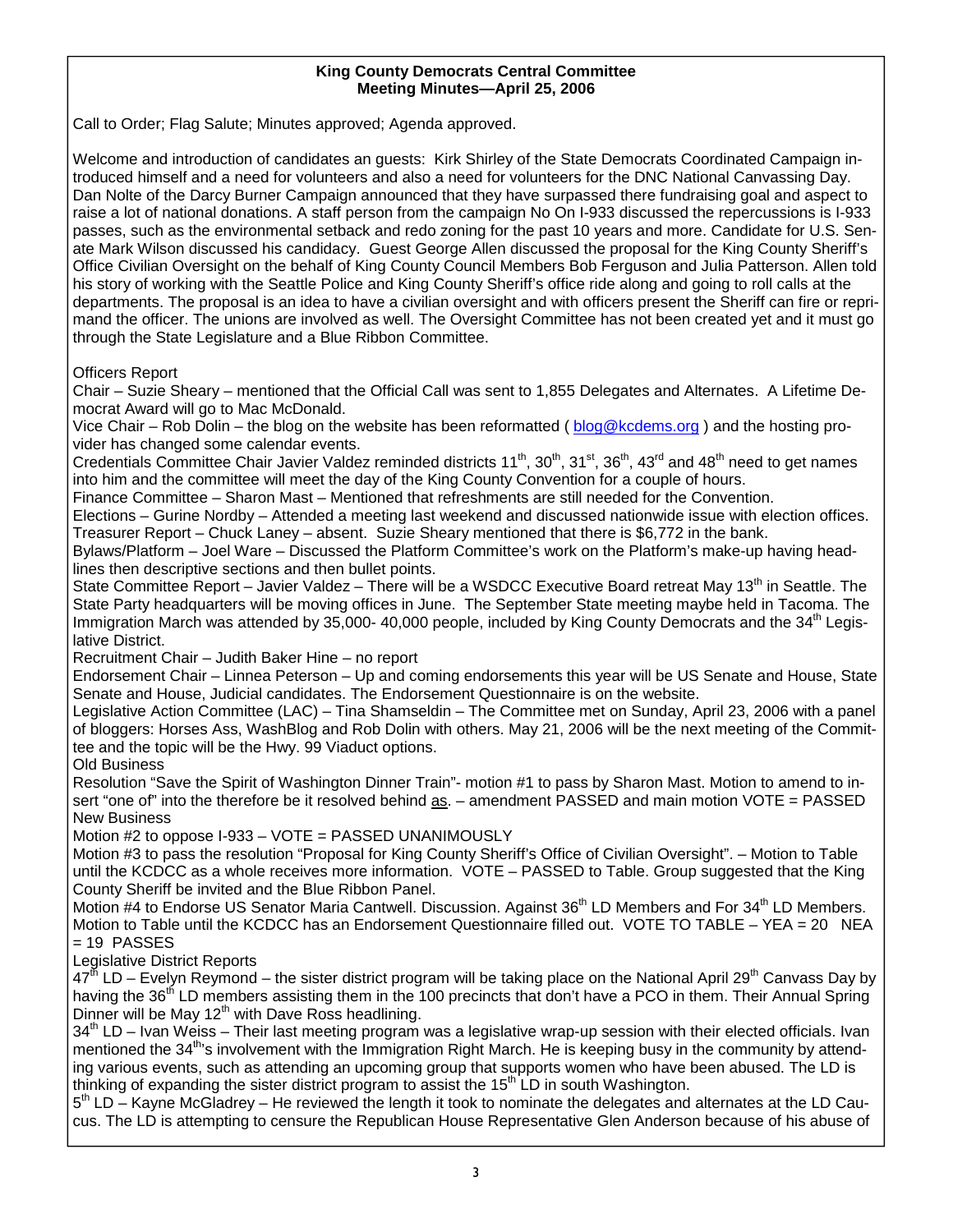**King County Democrats Central Committee**
**Meeting Minutes—April 25, 2006**

Call to Order; Flag Salute; Minutes approved; Agenda approved.

Welcome and introduction of candidates an guests: Kirk Shirley of the State Democrats Coordinated Campaign introduced himself and a need for volunteers and also a need for volunteers for the DNC National Canvassing Day. Dan Nolte of the Darcy Burner Campaign announced that they have surpassed there fundraising goal and aspect to raise a lot of national donations. A staff person from the campaign No On I-933 discussed the repercussions is I-933 passes, such as the environmental setback and redo zoning for the past 10 years and more. Candidate for U.S. Senate Mark Wilson discussed his candidacy. Guest George Allen discussed the proposal for the King County Sheriff's Office Civilian Oversight on the behalf of King County Council Members Bob Ferguson and Julia Patterson. Allen told his story of working with the Seattle Police and King County Sheriff's office ride along and going to roll calls at the departments. The proposal is an idea to have a civilian oversight and with officers present the Sheriff can fire or reprimand the officer. The unions are involved as well. The Oversight Committee has not been created yet and it must go through the State Legislature and a Blue Ribbon Committee.

Officers Report

Chair – Suzie Sheary – mentioned that the Official Call was sent to 1,855 Delegates and Alternates. A Lifetime Democrat Award will go to Mac McDonald.

Vice Chair – Rob Dolin – the blog on the website has been reformatted ( blog@kcdems.org ) and the hosting provider has changed some calendar events.

Credentials Committee Chair Javier Valdez reminded districts 11th, 30th, 31st, 36th, 43rd and 48th need to get names into him and the committee will meet the day of the King County Convention for a couple of hours.

Finance Committee – Sharon Mast – Mentioned that refreshments are still needed for the Convention.

Elections – Gurine Nordby – Attended a meeting last weekend and discussed nationwide issue with election offices.

Treasurer Report – Chuck Laney – absent. Suzie Sheary mentioned that there is $6,772 in the bank.

Bylaws/Platform – Joel Ware – Discussed the Platform Committee's work on the Platform's make-up having headlines then descriptive sections and then bullet points.

State Committee Report – Javier Valdez – There will be a WSDCC Executive Board retreat May 13th in Seattle. The State Party headquarters will be moving offices in June. The September State meeting maybe held in Tacoma. The Immigration March was attended by 35,000- 40,000 people, included by King County Democrats and the 34th Legislative District.

Recruitment Chair – Judith Baker Hine – no report

Endorsement Chair – Linnea Peterson – Up and coming endorsements this year will be US Senate and House, State Senate and House, Judicial candidates. The Endorsement Questionnaire is on the website.

Legislative Action Committee (LAC) – Tina Shamseldin – The Committee met on Sunday, April 23, 2006 with a panel of bloggers: Horses Ass, WashBlog and Rob Dolin with others. May 21, 2006 will be the next meeting of the Committee and the topic will be the Hwy. 99 Viaduct options.

Old Business

Resolution "Save the Spirit of Washington Dinner Train"- motion #1 to pass by Sharon Mast. Motion to amend to insert "one of" into the therefore be it resolved behind as. – amendment PASSED and main motion VOTE = PASSED

New Business

Motion #2 to oppose I-933 – VOTE = PASSED UNANIMOUSLY

Motion #3 to pass the resolution "Proposal for King County Sheriff's Office of Civilian Oversight". – Motion to Table until the KCDCC as a whole receives more information. VOTE – PASSED to Table. Group suggested that the King County Sheriff be invited and the Blue Ribbon Panel.

Motion #4 to Endorse US Senator Maria Cantwell. Discussion. Against 36th LD Members and For 34th LD Members. Motion to Table until the KCDCC has an Endorsement Questionnaire filled out. VOTE TO TABLE – YEA = 20 NEA = 19 PASSES

Legislative District Reports

47th LD – Evelyn Reymond – the sister district program will be taking place on the National April 29th Canvass Day by having the 36th LD members assisting them in the 100 precincts that don't have a PCO in them. Their Annual Spring Dinner will be May 12th with Dave Ross headlining.

34th LD – Ivan Weiss – Their last meeting program was a legislative wrap-up session with their elected officials. Ivan mentioned the 34th's involvement with the Immigration Right March. He is keeping busy in the community by attending various events, such as attending an upcoming group that supports women who have been abused. The LD is thinking of expanding the sister district program to assist the 15th LD in south Washington.

5th LD – Kayne McGladrey – He reviewed the length it took to nominate the delegates and alternates at the LD Caucus. The LD is attempting to censure the Republican House Representative Glen Anderson because of his abuse of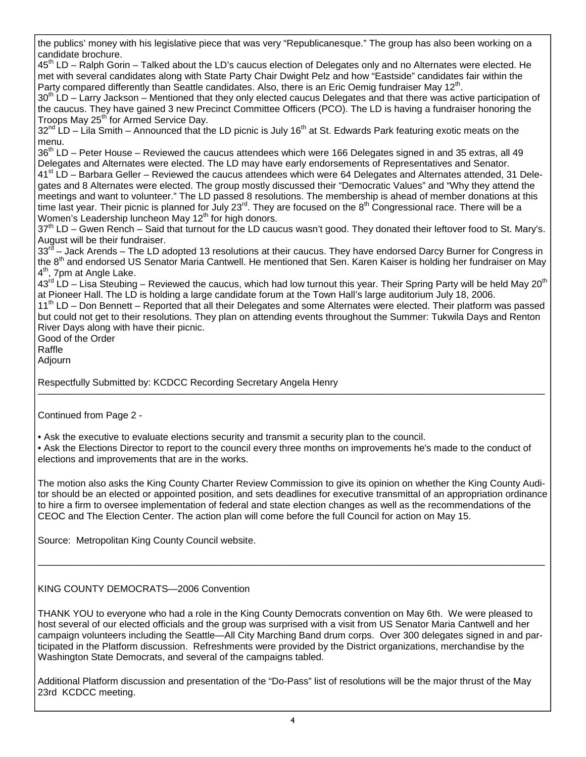the publics' money with his legislative piece that was very "Republicanesque." The group has also been working on a candidate brochure.

45th LD – Ralph Gorin – Talked about the LD's caucus election of Delegates only and no Alternates were elected. He met with several candidates along with State Party Chair Dwight Pelz and how "Eastside" candidates fair within the Party compared differently than Seattle candidates. Also, there is an Eric Oemig fundraiser May 12th.

30th LD – Larry Jackson – Mentioned that they only elected caucus Delegates and that there was active participation of the caucus. They have gained 3 new Precinct Committee Officers (PCO). The LD is having a fundraiser honoring the Troops May 25th for Armed Service Day.

32nd LD – Lila Smith – Announced that the LD picnic is July 16th at St. Edwards Park featuring exotic meats on the menu.

36th LD – Peter House – Reviewed the caucus attendees which were 166 Delegates signed in and 35 extras, all 49 Delegates and Alternates were elected. The LD may have early endorsements of Representatives and Senator.

41st LD – Barbara Geller – Reviewed the caucus attendees which were 64 Delegates and Alternates attended, 31 Delegates and 8 Alternates were elected. The group mostly discussed their "Democratic Values" and "Why they attend the meetings and want to volunteer." The LD passed 8 resolutions. The membership is ahead of member donations at this time last year. Their picnic is planned for July 23rd. They are focused on the 8th Congressional race. There will be a Women's Leadership luncheon May 12th for high donors.

37th LD – Gwen Rench – Said that turnout for the LD caucus wasn't good. They donated their leftover food to St. Mary's. August will be their fundraiser.

33rd – Jack Arends – The LD adopted 13 resolutions at their caucus. They have endorsed Darcy Burner for Congress in the 8th and endorsed US Senator Maria Cantwell. He mentioned that Sen. Karen Kaiser is holding her fundraiser on May 4th, 7pm at Angle Lake.

43rd LD – Lisa Steubing – Reviewed the caucus, which had low turnout this year. Their Spring Party will be held May 20th at Pioneer Hall. The LD is holding a large candidate forum at the Town Hall's large auditorium July 18, 2006.

11th LD – Don Bennett – Reported that all their Delegates and some Alternates were elected. Their platform was passed but could not get to their resolutions. They plan on attending events throughout the Summer: Tukwila Days and Renton River Days along with have their picnic.

Good of the Order

Raffle

Adjourn

Respectfully Submitted by: KCDCC Recording Secretary Angela Henry

---

Continued from Page 2 -

- Ask the executive to evaluate elections security and transmit a security plan to the council.
- Ask the Elections Director to report to the council every three months on improvements he's made to the conduct of elections and improvements that are in the works.

The motion also asks the King County Charter Review Commission to give its opinion on whether the King County Auditor should be an elected or appointed position, and sets deadlines for executive transmittal of an appropriation ordinance to hire a firm to oversee implementation of federal and state election changes as well as the recommendations of the CEOC and The Election Center. The action plan will come before the full Council for action on May 15.

Source: Metropolitan King County Council website.

---

KING COUNTY DEMOCRATS—2006 Convention

THANK YOU to everyone who had a role in the King County Democrats convention on May 6th. We were pleased to host several of our elected officials and the group was surprised with a visit from US Senator Maria Cantwell and her campaign volunteers including the Seattle—All City Marching Band drum corps. Over 300 delegates signed in and participated in the Platform discussion. Refreshments were provided by the District organizations, merchandise by the Washington State Democrats, and several of the campaigns tabled.

Additional Platform discussion and presentation of the "Do-Pass" list of resolutions will be the major thrust of the May 23rd KCDCC meeting.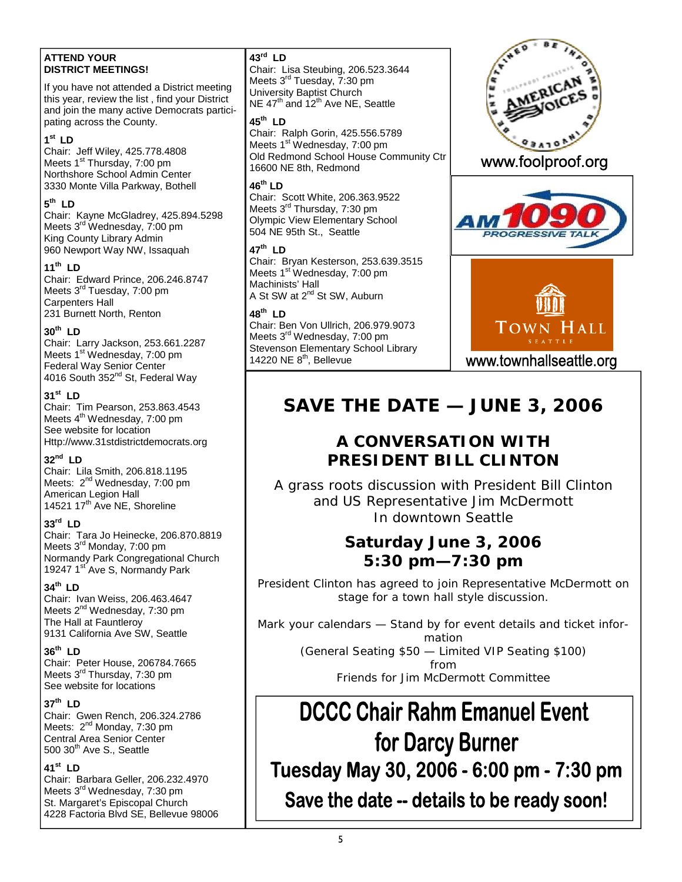**ATTEND YOUR DISTRICT MEETINGS!**

If you have not attended a District meeting this year, review the list , find your District and join the many active Democrats participating across the County.

**1st LD**
Chair: Jeff Wiley, 425.778.4808
Meets 1st Thursday, 7:00 pm
Northshore School Admin Center
3330 Monte Villa Parkway, Bothell

**5th LD**
Chair: Kayne McGladrey, 425.894.5298
Meets 3rd Wednesday, 7:00 pm
King County Library Admin
960 Newport Way NW, Issaquah

**11th LD**
Chair: Edward Prince, 206.246.8747
Meets 3rd Tuesday, 7:00 pm
Carpenters Hall
231 Burnett North, Renton

**30th LD**
Chair: Larry Jackson, 253.661.2287
Meets 1st Wednesday, 7:00 pm
Federal Way Senior Center
4016 South 352nd St, Federal Way

**31st LD**
Chair: Tim Pearson, 253.863.4543
Meets 4th Wednesday, 7:00 pm
See website for location
Http://www.31stdistrictdemocrats.org

**32nd LD**
Chair: Lila Smith, 206.818.1195
Meets: 2nd Wednesday, 7:00 pm
American Legion Hall
14521 17th Ave NE, Shoreline

**33rd LD**
Chair: Tara Jo Heinecke, 206.870.8819
Meets 3rd Monday, 7:00 pm
Normandy Park Congregational Church
19247 1st Ave S, Normandy Park

**34th LD**
Chair: Ivan Weiss, 206.463.4647
Meets 2nd Wednesday, 7:30 pm
The Hall at Fauntleroy
9131 California Ave SW, Seattle

**36th LD**
Chair: Peter House, 206784.7665
Meets 3rd Thursday, 7:30 pm
See website for locations

**37th LD**
Chair: Gwen Rench, 206.324.2786
Meets: 2nd Monday, 7:30 pm
Central Area Senior Center
500 30th Ave S., Seattle

**41st LD**
Chair: Barbara Geller, 206.232.4970
Meets 3rd Wednesday, 7:30 pm
St. Margaret's Episcopal Church
4228 Factoria Blvd SE, Bellevue 98006

**43rd LD**
Chair: Lisa Steubing, 206.523.3644
Meets 3rd Tuesday, 7:30 pm
University Baptist Church
NE 47th and 12th Ave NE, Seattle

**45th LD**
Chair: Ralph Gorin, 425.556.5789
Meets 1st Wednesday, 7:00 pm
Old Redmond School House Community Ctr
16600 NE 8th, Redmond

**46th LD**
Chair: Scott White, 206.363.9522
Meets 3rd Thursday, 7:30 pm
Olympic View Elementary School
504 NE 95th St., Seattle

**47th LD**
Chair: Bryan Kesterson, 253.639.3515
Meets 1st Wednesday, 7:00 pm
Machinists' Hall
A St SW at 2nd St SW, Auburn

**48th LD**
Chair: Ben Von Ullrich, 206.979.9073
Meets 3rd Wednesday, 7:00 pm
Stevenson Elementary School Library
14220 NE 8th, Bellevue

Be Entertained • Be Informed • Foolproof presents American Voices

www.foolproof.org

AM 1090 PROGRESSIVE TALK

TOWN HALL SEATTLE

www.townhallseattle.org

## SAVE THE DATE — JUNE 3, 2006

### A CONVERSATION WITH PRESIDENT BILL CLINTON

A grass roots discussion with President Bill Clinton and US Representative Jim McDermott
In downtown Seattle

**Saturday June 3, 2006**
**5:30 pm—7:30 pm**

President Clinton has agreed to join Representative McDermott on stage for a town hall style discussion.

Mark your calendars — Stand by for event details and ticket information
(General Seating $50 — Limited VIP Seating $100)
from
Friends for Jim McDermott Committee

## DCCC Chair Rahm Emanuel Event for Darcy Burner

**Tuesday May 30, 2006 - 6:00 pm - 7:30 pm**

**Save the date -- details to be ready soon!**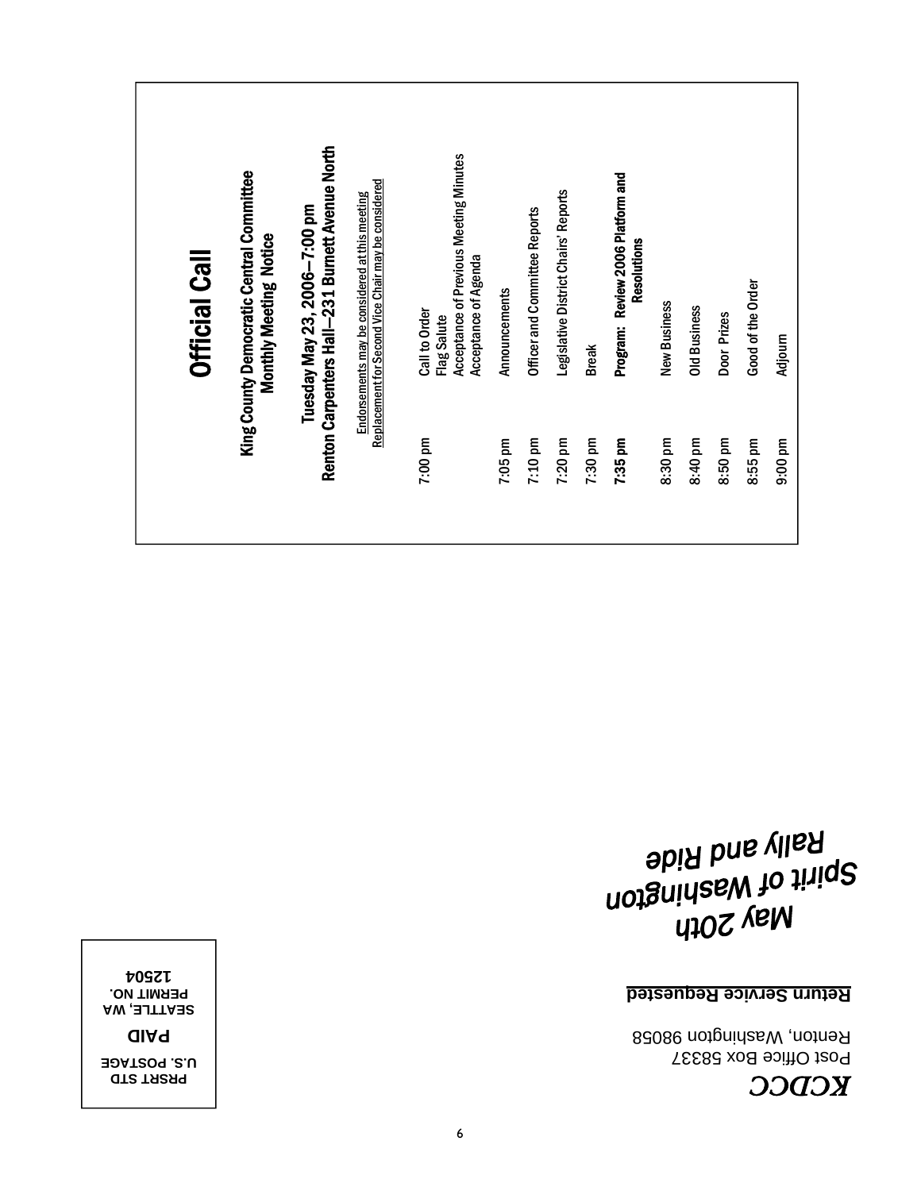# Official Call

## King County Democratic Central Committee
## Monthly Meeting Notice

**Tuesday May 23, 2006—7:00 pm**
**Renton Carpenters Hall—231 Burnett Avenue North**

Endorsements may be considered at this meeting
Replacement for Second Vice Chair may be considered

| | |
|---|---|
| 7:00 pm | Call to Order<br>Flag Salute<br>Acceptance of Previous Meeting Minutes<br>Acceptance of Agenda |
| 7:05 pm | Announcements |
| 7:10 pm | Officer and Committee Reports |
| 7:20 pm | Legislative District Chairs' Reports |
| 7:30 pm | Break |
| **7:35 pm** | **Program: Review 2006 Platform and Resolutions** |
| 8:30 pm | New Business |
| 8:40 pm | Old Business |
| 8:50 pm | Door Prizes |
| 8:55 pm | Good of the Order |
| 9:00 pm | Adjourn |

*KCDCC*
Post Office Box 58337
Renton, Washington 98058

**Return Service Requested**

***May 20th***
***Spirit of Washington***
***Rally and Ride***

**PRSRT STD**
**U.S. POSTAGE**
**PAID**
**SEATTLE, WA**
**PERMIT NO.**
**12504**